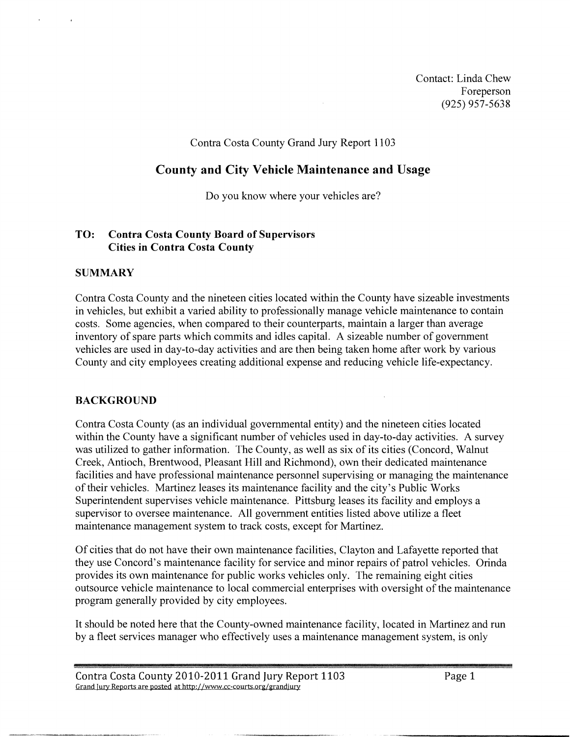Contact: Linda Chew
Foreperson
(925) 957-5638

Contra Costa County Grand Jury Report 1103

# County and City Vehicle Maintenance and Usage

Do you know where your vehicles are?

**TO: Contra Costa County Board of Supervisors**
**Cities in Contra Costa County**

## SUMMARY

Contra Costa County and the nineteen cities located within the County have sizeable investments in vehicles, but exhibit a varied ability to professionally manage vehicle maintenance to contain costs. Some agencies, when compared to their counterparts, maintain a larger than average inventory of spare parts which commits and idles capital. A sizeable number of government vehicles are used in day-to-day activities and are then being taken home after work by various County and city employees creating additional expense and reducing vehicle life-expectancy.

## BACKGROUND

Contra Costa County (as an individual governmental entity) and the nineteen cities located within the County have a significant number of vehicles used in day-to-day activities. A survey was utilized to gather information. The County, as well as six of its cities (Concord, Walnut Creek, Antioch, Brentwood, Pleasant Hill and Richmond), own their dedicated maintenance facilities and have professional maintenance personnel supervising or managing the maintenance of their vehicles. Martinez leases its maintenance facility and the city's Public Works Superintendent supervises vehicle maintenance. Pittsburg leases its facility and employs a supervisor to oversee maintenance. All government entities listed above utilize a fleet maintenance management system to track costs, except for Martinez.

Of cities that do not have their own maintenance facilities, Clayton and Lafayette reported that they use Concord's maintenance facility for service and minor repairs of patrol vehicles. Orinda provides its own maintenance for public works vehicles only. The remaining eight cities outsource vehicle maintenance to local commercial enterprises with oversight of the maintenance program generally provided by city employees.

It should be noted here that the County-owned maintenance facility, located in Martinez and run by a fleet services manager who effectively uses a maintenance management system, is only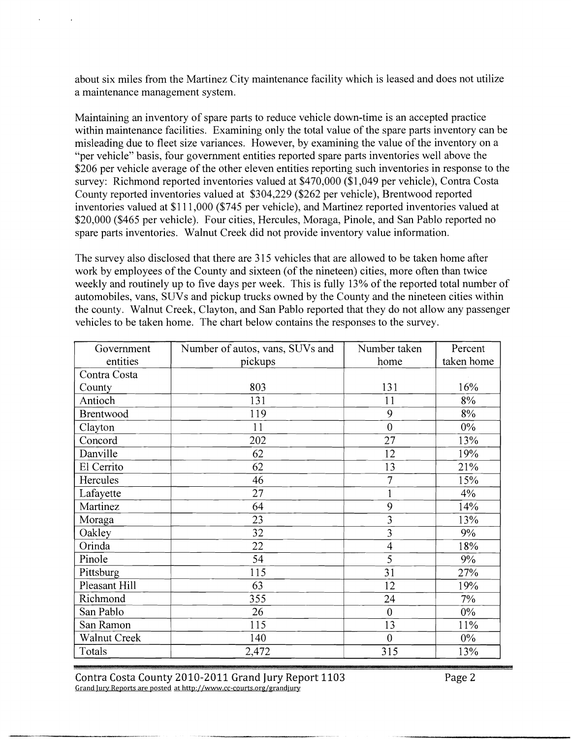about six miles from the Martinez City maintenance facility which is leased and does not utilize a maintenance management system.

Maintaining an inventory of spare parts to reduce vehicle down-time is an accepted practice within maintenance facilities. Examining only the total value of the spare parts inventory can be misleading due to fleet size variances. However, by examining the value of the inventory on a "per vehicle" basis, four government entities reported spare parts inventories well above the $206 per vehicle average of the other eleven entities reporting such inventories in response to the survey: Richmond reported inventories valued at $470,000 ($1,049 per vehicle), Contra Costa County reported inventories valued at $304,229 ($262 per vehicle), Brentwood reported inventories valued at $111,000 ($745 per vehicle), and Martinez reported inventories valued at $20,000 ($465 per vehicle). Four cities, Hercules, Moraga, Pinole, and San Pablo reported no spare parts inventories. Walnut Creek did not provide inventory value information.

The survey also disclosed that there are 315 vehicles that are allowed to be taken home after work by employees of the County and sixteen (of the nineteen) cities, more often than twice weekly and routinely up to five days per week. This is fully 13% of the reported total number of automobiles, vans, SUVs and pickup trucks owned by the County and the nineteen cities within the county. Walnut Creek, Clayton, and San Pablo reported that they do not allow any passenger vehicles to be taken home. The chart below contains the responses to the survey.

| Government entities | Number of autos, vans, SUVs and pickups | Number taken home | Percent taken home |
|---|---|---|---|
| Contra Costa County | 803 | 131 | 16% |
| Antioch | 131 | 11 | 8% |
| Brentwood | 119 | 9 | 8% |
| Clayton | 11 | 0 | 0% |
| Concord | 202 | 27 | 13% |
| Danville | 62 | 12 | 19% |
| El Cerrito | 62 | 13 | 21% |
| Hercules | 46 | 7 | 15% |
| Lafayette | 27 | 1 | 4% |
| Martinez | 64 | 9 | 14% |
| Moraga | 23 | 3 | 13% |
| Oakley | 32 | 3 | 9% |
| Orinda | 22 | 4 | 18% |
| Pinole | 54 | 5 | 9% |
| Pittsburg | 115 | 31 | 27% |
| Pleasant Hill | 63 | 12 | 19% |
| Richmond | 355 | 24 | 7% |
| San Pablo | 26 | 0 | 0% |
| San Ramon | 115 | 13 | 11% |
| Walnut Creek | 140 | 0 | 0% |
| Totals | 2,472 | 315 | 13% |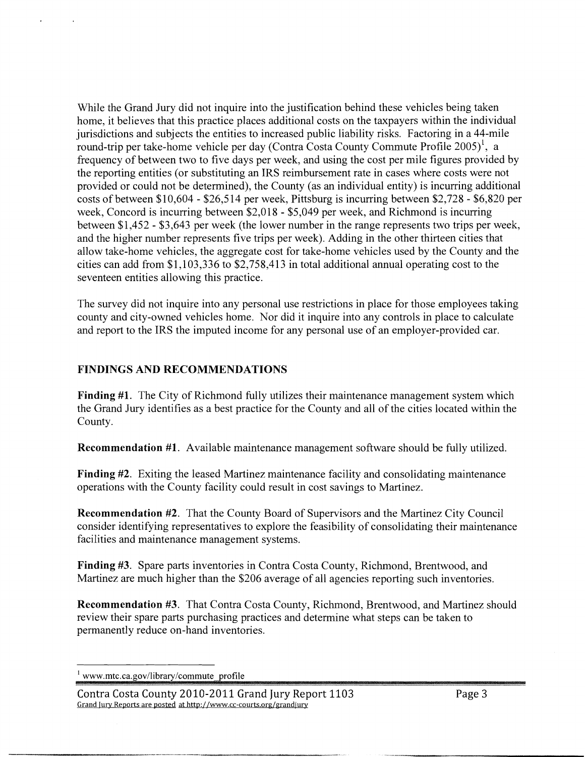While the Grand Jury did not inquire into the justification behind these vehicles being taken home, it believes that this practice places additional costs on the taxpayers within the individual jurisdictions and subjects the entities to increased public liability risks. Factoring in a 44-mile round-trip per take-home vehicle per day (Contra Costa County Commute Profile 2005)[1], a frequency of between two to five days per week, and using the cost per mile figures provided by the reporting entities (or substituting an IRS reimbursement rate in cases where costs were not provided or could not be determined), the County (as an individual entity) is incurring additional costs of between $10,604 - $26,514 per week, Pittsburg is incurring between $2,728 - $6,820 per week, Concord is incurring between $2,018 - $5,049 per week, and Richmond is incurring between $1,452 - $3,643 per week (the lower number in the range represents two trips per week, and the higher number represents five trips per week). Adding in the other thirteen cities that allow take-home vehicles, the aggregate cost for take-home vehicles used by the County and the cities can add from $1,103,336 to $2,758,413 in total additional annual operating cost to the seventeen entities allowing this practice.

The survey did not inquire into any personal use restrictions in place for those employees taking county and city-owned vehicles home. Nor did it inquire into any controls in place to calculate and report to the IRS the imputed income for any personal use of an employer-provided car.

## FINDINGS AND RECOMMENDATIONS

**Finding #1.** The City of Richmond fully utilizes their maintenance management system which the Grand Jury identifies as a best practice for the County and all of the cities located within the County.

**Recommendation #1.** Available maintenance management software should be fully utilized.

**Finding #2.** Exiting the leased Martinez maintenance facility and consolidating maintenance operations with the County facility could result in cost savings to Martinez.

**Recommendation #2.** That the County Board of Supervisors and the Martinez City Council consider identifying representatives to explore the feasibility of consolidating their maintenance facilities and maintenance management systems.

**Finding #3.** Spare parts inventories in Contra Costa County, Richmond, Brentwood, and Martinez are much higher than the $206 average of all agencies reporting such inventories.

**Recommendation #3.** That Contra Costa County, Richmond, Brentwood, and Martinez should review their spare parts purchasing practices and determine what steps can be taken to permanently reduce on-hand inventories.

---

[1] www.mtc.ca.gov/library/commute_profile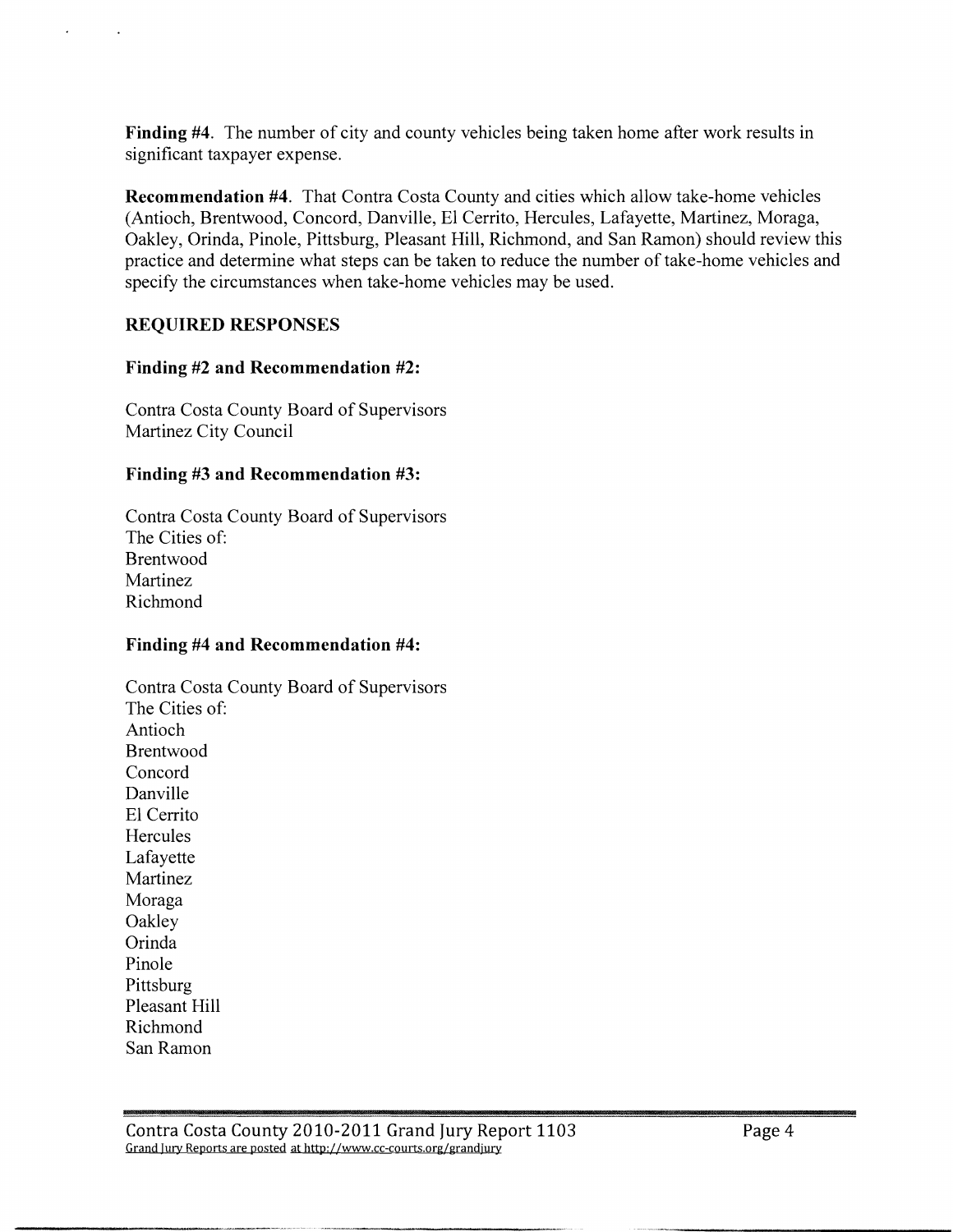**Finding #4**. The number of city and county vehicles being taken home after work results in significant taxpayer expense.

**Recommendation #4**. That Contra Costa County and cities which allow take-home vehicles (Antioch, Brentwood, Concord, Danville, El Cerrito, Hercules, Lafayette, Martinez, Moraga, Oakley, Orinda, Pinole, Pittsburg, Pleasant Hill, Richmond, and San Ramon) should review this practice and determine what steps can be taken to reduce the number of take-home vehicles and specify the circumstances when take-home vehicles may be used.

## REQUIRED RESPONSES

### Finding #2 and Recommendation #2:

Contra Costa County Board of Supervisors
Martinez City Council

### Finding #3 and Recommendation #3:

Contra Costa County Board of Supervisors
The Cities of:
Brentwood
Martinez
Richmond

### Finding #4 and Recommendation #4:

Contra Costa County Board of Supervisors
The Cities of:
Antioch
Brentwood
Concord
Danville
El Cerrito
Hercules
Lafayette
Martinez
Moraga
Oakley
Orinda
Pinole
Pittsburg
Pleasant Hill
Richmond
San Ramon